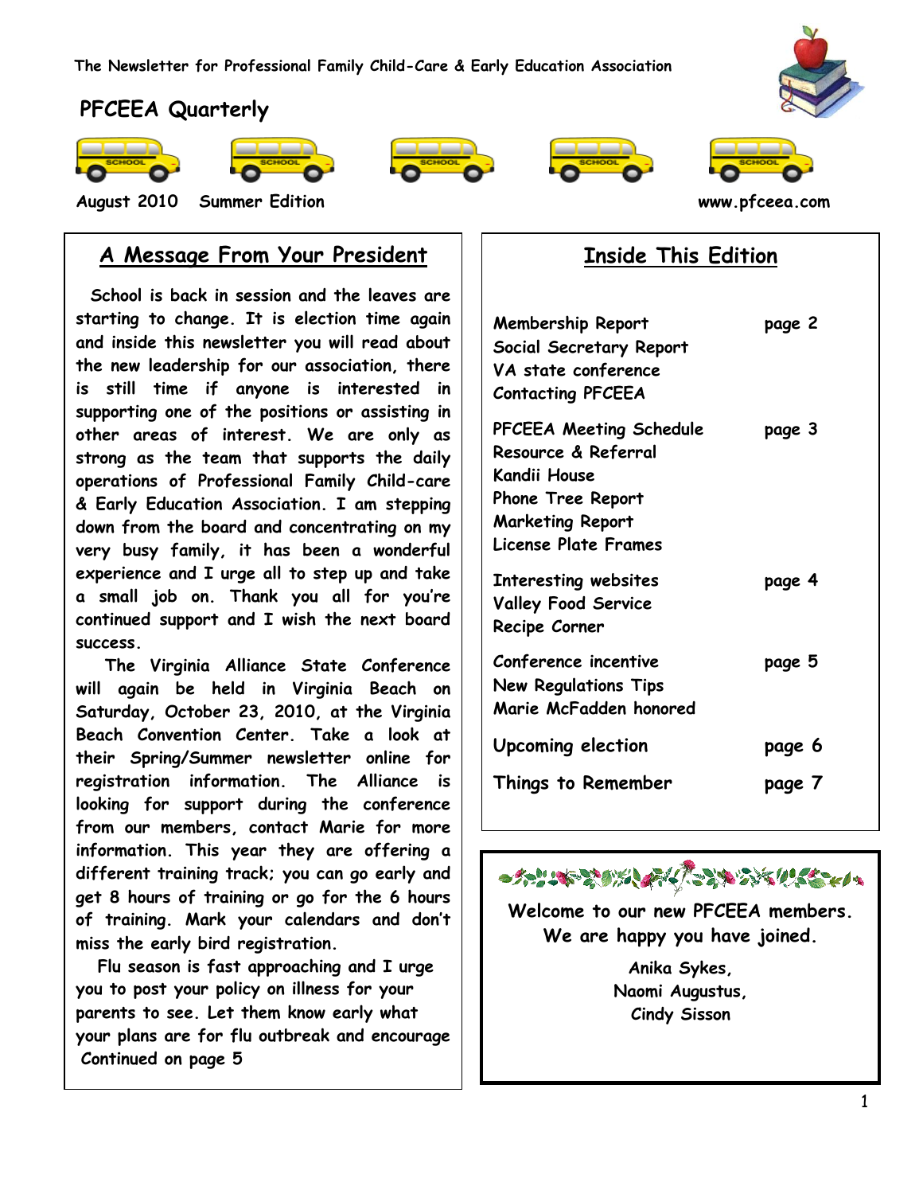The Newsletter for Professional Family Child-Care & Early Education Association

# PFCEEA Quarterly

August 2010 Summer Edition www.pfceea.com

## A Message From Your President

School is back in session and the leaves are starting to change. It is election time again and inside this newsletter you will read about the new leadership for our association, there is still time if anyone is interested in supporting one of the positions or assisting in other areas of interest. We are only as strong as the team that supports the daily operations of Professional Family Child-care & Early Education Association. I am stepping down from the board and concentrating on my very busy family, it has been a wonderful experience and I urge all to step up and take a small job on. Thank you all for you're continued support and I wish the next board success.

The Virginia Alliance State Conference will again be held in Virginia Beach on Saturday, October 23, 2010, at the Virginia Beach Convention Center. Take a look at their Spring/Summer newsletter online for registration information. The Alliance is looking for support during the conference from our members, contact Marie for more information. This year they are offering a different training track; you can go early and get 8 hours of training or go for the 6 hours of training. Mark your calendars and don't miss the early bird registration.

Flu season is fast approaching and I urge you to post your policy on illness for your parents to see. Let them know early what your plans are for flu outbreak and encourage

Continued on page 5

## Inside This Edition

| | |
|---|---|
| Membership Report<br>Social Secretary Report<br>VA state conference<br>Contacting PFCEEA | page 2 |
| PFCEEA Meeting Schedule<br>Resource & Referral<br>Kandii House<br>Phone Tree Report<br>Marketing Report<br>License Plate Frames | page 3 |
| Interesting websites<br>Valley Food Service<br>Recipe Corner | page 4 |
| Conference incentive<br>New Regulations Tips<br>Marie McFadden honored | page 5 |
| Upcoming election | page 6 |
| Things to Remember | page 7 |

**Welcome to our new PFCEEA members. We are happy you have joined.**

*Anika Sykes,*
*Naomi Augustus,*
*Cindy Sisson*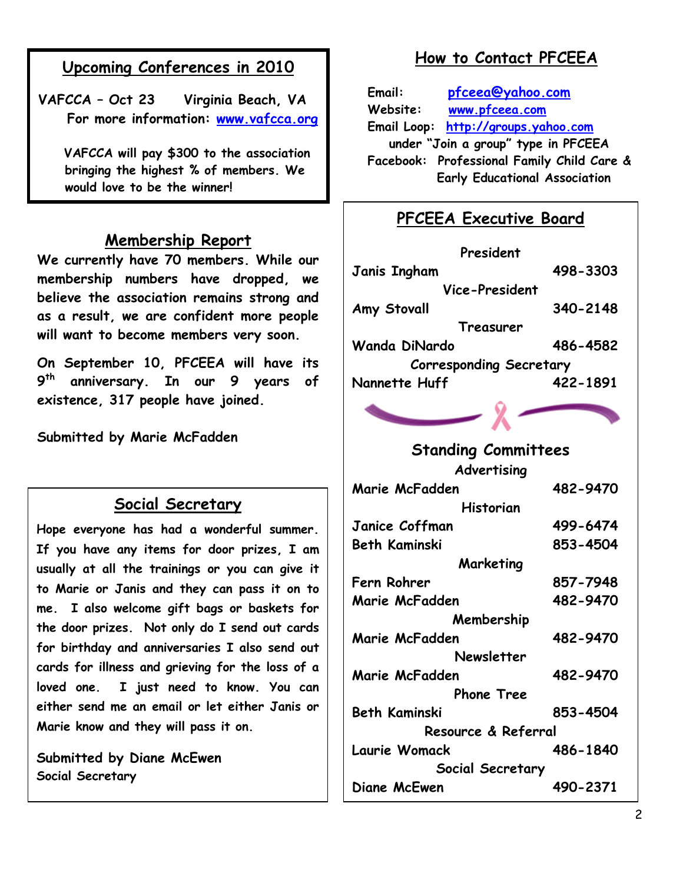## Upcoming Conferences in 2010

**VAFCCA – Oct 23 Virginia Beach, VA**
**For more information: www.vafcca.org**

**VAFCCA will pay $300 to the association bringing the highest % of members. We would love to be the winner!**

## Membership Report

**We currently have 70 members. While our membership numbers have dropped, we believe the association remains strong and as a result, we are confident more people will want to become members very soon.**

**On September 10, PFCEEA will have its 9th anniversary. In our 9 years of existence, 317 people have joined.**

**Submitted by Marie McFadden**

## Social Secretary

**Hope everyone has had a wonderful summer. If you have any items for door prizes, I am usually at all the trainings or you can give it to Marie or Janis and they can pass it on to me. I also welcome gift bags or baskets for the door prizes. Not only do I send out cards for birthday and anniversaries I also send out cards for illness and grieving for the loss of a loved one. I just need to know. You can either send me an email or let either Janis or Marie know and they will pass it on.**

**Submitted by Diane McEwen**
**Social Secretary**

## How to Contact PFCEEA

**Email:** pfceea@yahoo.com
**Website:** www.pfceea.com
**Email Loop:** http://groups.yahoo.com
**under "Join a group" type in PFCEEA**
**Facebook: Professional Family Child Care & Early Educational Association**

## PFCEEA Executive Board

**President**
Janis Ingham 498-3303

**Vice-President**
Amy Stovall 340-2148

**Treasurer**
Wanda DiNardo 486-4582

**Corresponding Secretary**
Nannette Huff 422-1891

## Standing Committees

**Advertising**
Marie McFadden 482-9470

**Historian**
Janice Coffman 499-6474
Beth Kaminski 853-4504

**Marketing**
Fern Rohrer 857-7948
Marie McFadden 482-9470

**Membership**
Marie McFadden 482-9470

**Newsletter**
Marie McFadden 482-9470

**Phone Tree**
Beth Kaminski 853-4504

**Resource & Referral**
Laurie Womack 486-1840

**Social Secretary**
Diane McEwen 490-2371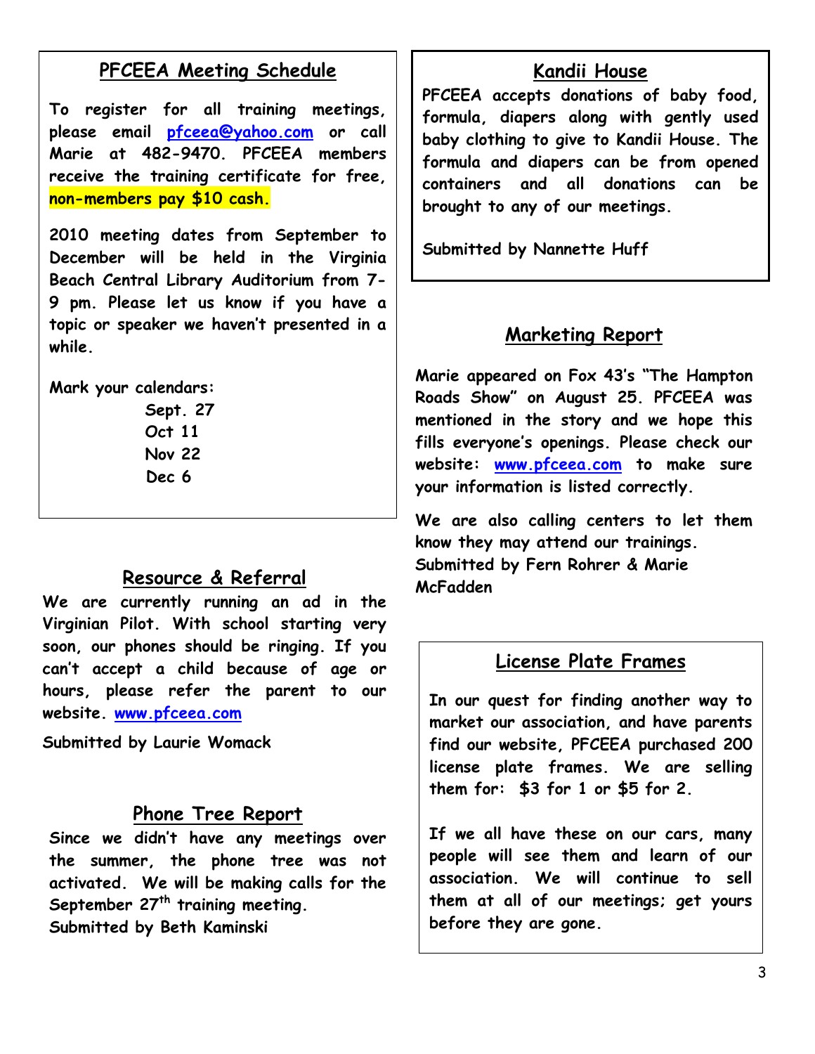## PFCEEA Meeting Schedule

To register for all training meetings, please email pfceea@yahoo.com or call Marie at 482-9470. PFCEEA members receive the training certificate for free, non-members pay $10 cash.

2010 meeting dates from September to December will be held in the Virginia Beach Central Library Auditorium from 7-9 pm. Please let us know if you have a topic or speaker we haven't presented in a while.

Mark your calendars:

- Sept. 27
- Oct 11
- Nov 22
- Dec 6

## Resource & Referral

We are currently running an ad in the Virginian Pilot. With school starting very soon, our phones should be ringing. If you can't accept a child because of age or hours, please refer the parent to our website. www.pfceea.com

Submitted by Laurie Womack

## Phone Tree Report

Since we didn't have any meetings over the summer, the phone tree was not activated. We will be making calls for the September 27th training meeting.

Submitted by Beth Kaminski

## Kandii House

PFCEEA accepts donations of baby food, formula, diapers along with gently used baby clothing to give to Kandii House. The formula and diapers can be from opened containers and all donations can be brought to any of our meetings.

Submitted by Nannette Huff

## Marketing Report

Marie appeared on Fox 43's "The Hampton Roads Show" on August 25. PFCEEA was mentioned in the story and we hope this fills everyone's openings. Please check our website: www.pfceea.com to make sure your information is listed correctly.

We are also calling centers to let them know they may attend our trainings.

Submitted by Fern Rohrer & Marie McFadden

## License Plate Frames

In our quest for finding another way to market our association, and have parents find our website, PFCEEA purchased 200 license plate frames. We are selling them for: $3 for 1 or $5 for 2.

If we all have these on our cars, many people will see them and learn of our association. We will continue to sell them at all of our meetings; get yours before they are gone.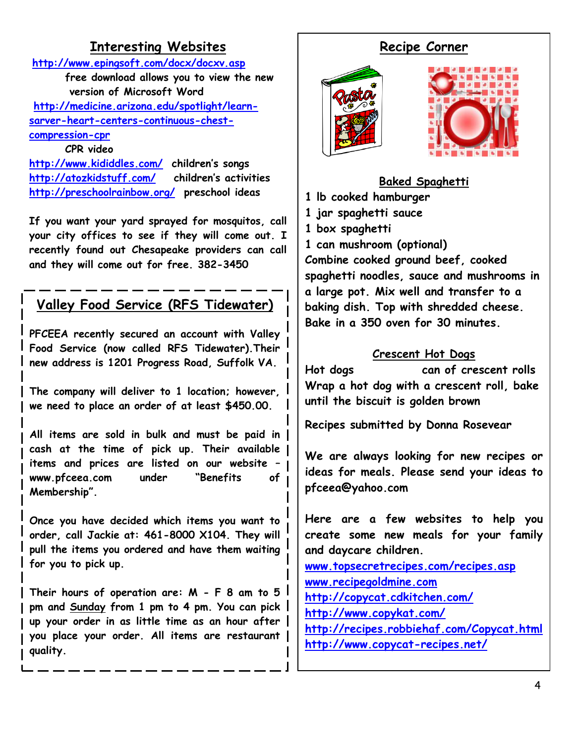## Interesting Websites

http://www.epingsoft.com/docx/docxv.asp
free download allows you to view the new version of Microsoft Word

http://medicine.arizona.edu/spotlight/learn-sarver-heart-centers-continuous-chest-compression-cpr
CPR video

http://www.kididdles.com/ children's songs

http://atozkidstuff.com/ children's activities

http://preschoolrainbow.org/ preschool ideas

If you want your yard sprayed for mosquitos, call your city offices to see if they will come out. I recently found out Chesapeake providers can call and they will come out for free. 382-3450

## Valley Food Service (RFS Tidewater)

PFCEEA recently secured an account with Valley Food Service (now called RFS Tidewater).Their new address is 1201 Progress Road, Suffolk VA.

The company will deliver to 1 location; however, we need to place an order of at least $450.00.

All items are sold in bulk and must be paid in cash at the time of pick up. Their available items and prices are listed on our website – www.pfceea.com under "Benefits of Membership".

Once you have decided which items you want to order, call Jackie at: 461-8000 X104. They will pull the items you ordered and have them waiting for you to pick up.

Their hours of operation are: M - F 8 am to 5 pm and Sunday from 1 pm to 4 pm. You can pick up your order in as little time as an hour after you place your order. All items are restaurant quality.

## Recipe Corner

### Baked Spaghetti

1 lb cooked hamburger
1 jar spaghetti sauce
1 box spaghetti
1 can mushroom (optional)

Combine cooked ground beef, cooked spaghetti noodles, sauce and mushrooms in a large pot. Mix well and transfer to a baking dish. Top with shredded cheese. Bake in a 350 oven for 30 minutes.

### Crescent Hot Dogs

Hot dogs
can of crescent rolls

Wrap a hot dog with a crescent roll, bake until the biscuit is golden brown

Recipes submitted by Donna Rosevear

We are always looking for new recipes or ideas for meals. Please send your ideas to pfceea@yahoo.com

Here are a few websites to help you create some new meals for your family and daycare children.

www.topsecretrecipes.com/recipes.asp
www.recipegoldmine.com
http://copycat.cdkitchen.com/
http://www.copykat.com/
http://recipes.robbiehaf.com/Copycat.html
http://www.copycat-recipes.net/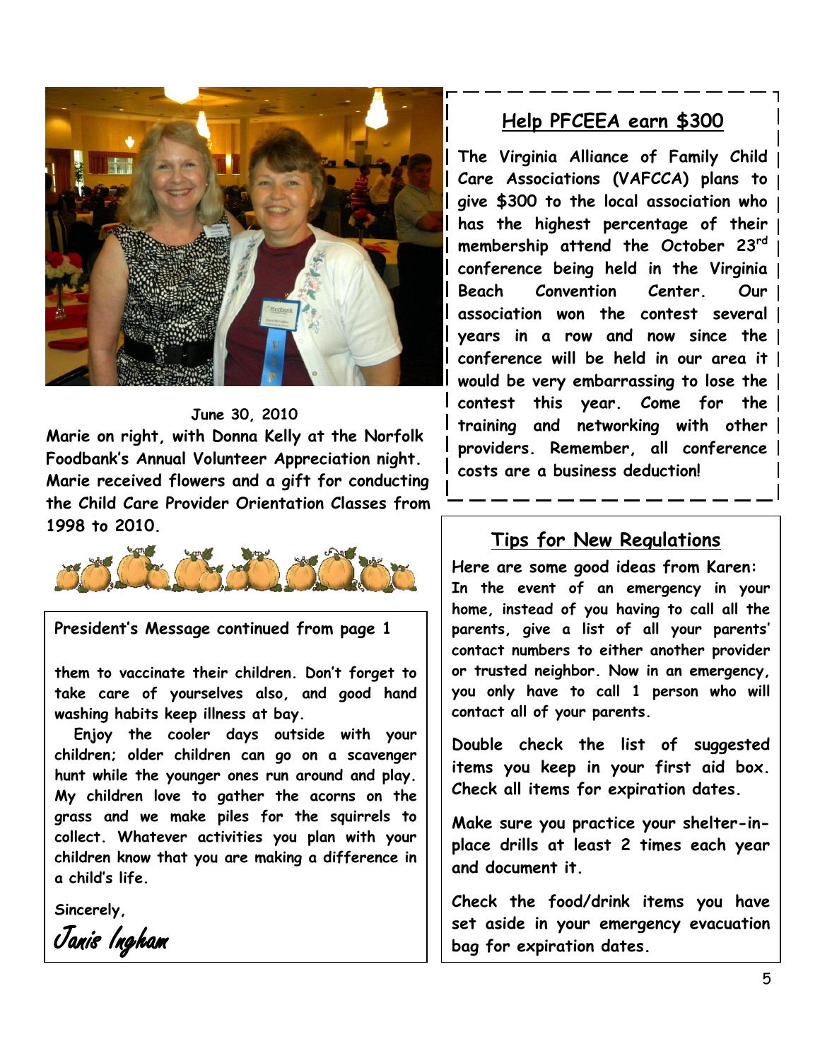June 30, 2010

**Marie on right, with Donna Kelly at the Norfolk Foodbank's Annual Volunteer Appreciation night. Marie received flowers and a gift for conducting the Child Care Provider Orientation Classes from 1998 to 2010.**

**President's Message continued from page 1**

them to vaccinate their children. Don't forget to take care of yourselves also, and good hand washing habits keep illness at bay.

Enjoy the cooler days outside with your children; older children can go on a scavenger hunt while the younger ones run around and play. My children love to gather the acorns on the grass and we make piles for the squirrels to collect. Whatever activities you plan with your children know that you are making a difference in a child's life.

Sincerely,

*Janis Ingham*

## Help PFCEEA earn $300

**The Virginia Alliance of Family Child Care Associations (VAFCCA) plans to give $300 to the local association who has the highest percentage of their membership attend the October 23rd conference being held in the Virginia Beach Convention Center. Our association won the contest several years in a row and now since the conference will be held in our area it would be very embarrassing to lose the contest this year. Come for the training and networking with other providers. Remember, all conference costs are a business deduction!**

## Tips for New Regulations

**Here are some good ideas from Karen:**

In the event of an emergency in your home, instead of you having to call all the parents, give a list of all your parents' contact numbers to either another provider or trusted neighbor. Now in an emergency, you only have to call 1 person who will contact all of your parents.

Double check the list of suggested items you keep in your first aid box. Check all items for expiration dates.

Make sure you practice your shelter-in-place drills at least 2 times each year and document it.

Check the food/drink items you have set aside in your emergency evacuation bag for expiration dates.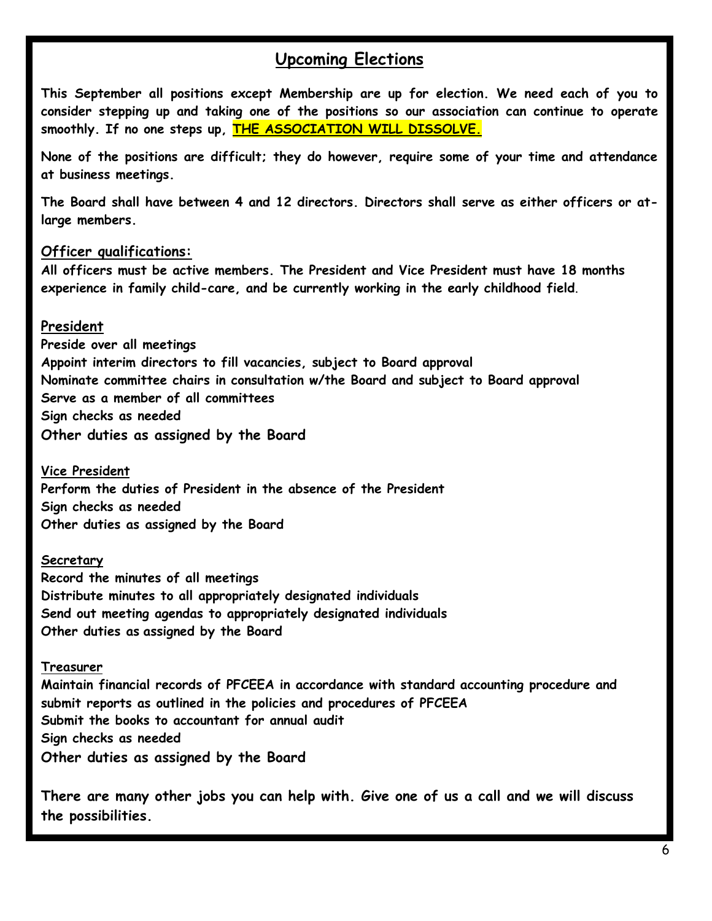## Upcoming Elections

**This September all positions except Membership are up for election. We need each of you to consider stepping up and taking one of the positions so our association can continue to operate smoothly. If no one steps up, THE ASSOCIATION WILL DISSOLVE.**

**None of the positions are difficult; they do however, require some of your time and attendance at business meetings.**

**The Board shall have between 4 and 12 directors. Directors shall serve as either officers or at-large members.**

### Officer qualifications:

**All officers must be active members. The President and Vice President must have 18 months experience in family child-care, and be currently working in the early childhood field.**

### President

**Preside over all meetings**
**Appoint interim directors to fill vacancies, subject to Board approval**
**Nominate committee chairs in consultation w/the Board and subject to Board approval**
**Serve as a member of all committees**
**Sign checks as needed**
**Other duties as assigned by the Board**

### Vice President

**Perform the duties of President in the absence of the President**
**Sign checks as needed**
**Other duties as assigned by the Board**

### Secretary

**Record the minutes of all meetings**
**Distribute minutes to all appropriately designated individuals**
**Send out meeting agendas to appropriately designated individuals**
**Other duties as assigned by the Board**

### Treasurer

**Maintain financial records of PFCEEA in accordance with standard accounting procedure and submit reports as outlined in the policies and procedures of PFCEEA**
**Submit the books to accountant for annual audit**
**Sign checks as needed**
**Other duties as assigned by the Board**

**There are many other jobs you can help with. Give one of us a call and we will discuss the possibilities.**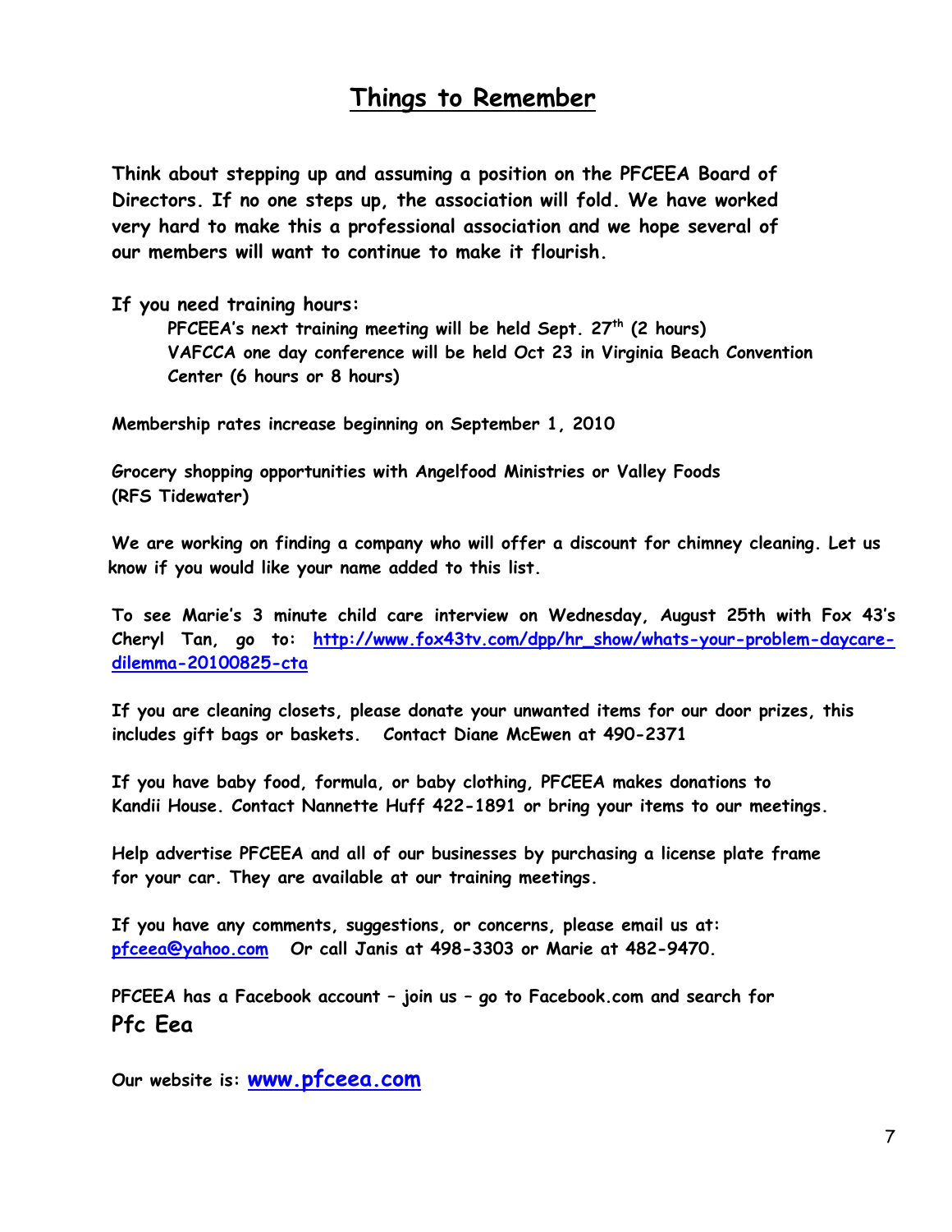# Things to Remember

**Think about stepping up and assuming a position on the PFCEEA Board of Directors. If no one steps up, the association will fold. We have worked very hard to make this a professional association and we hope several of our members will want to continue to make it flourish.**

**If you need training hours:**

**PFCEEA's next training meeting will be held Sept. 27th (2 hours)**
**VAFCCA one day conference will be held Oct 23 in Virginia Beach Convention Center (6 hours or 8 hours)**

**Membership rates increase beginning on September 1, 2010**

**Grocery shopping opportunities with Angelfood Ministries or Valley Foods (RFS Tidewater)**

**We are working on finding a company who will offer a discount for chimney cleaning. Let us know if you would like your name added to this list.**

**To see Marie's 3 minute child care interview on Wednesday, August 25th with Fox 43's Cheryl Tan, go to: [http://www.fox43tv.com/dpp/hr_show/whats-your-problem-daycare-dilemma-20100825-cta](http://www.fox43tv.com/dpp/hr_show/whats-your-problem-daycare-dilemma-20100825-cta)**

**If you are cleaning closets, please donate your unwanted items for our door prizes, this includes gift bags or baskets. Contact Diane McEwen at 490-2371**

**If you have baby food, formula, or baby clothing, PFCEEA makes donations to Kandii House. Contact Nannette Huff 422-1891 or bring your items to our meetings.**

**Help advertise PFCEEA and all of our businesses by purchasing a license plate frame for your car. They are available at our training meetings.**

**If you have any comments, suggestions, or concerns, please email us at: [pfceea@yahoo.com](mailto:pfceea@yahoo.com) Or call Janis at 498-3303 or Marie at 482-9470.**

**PFCEEA has a Facebook account – join us – go to Facebook.com and search for Pfc Eea**

**Our website is: [www.pfceea.com](http://www.pfceea.com)**